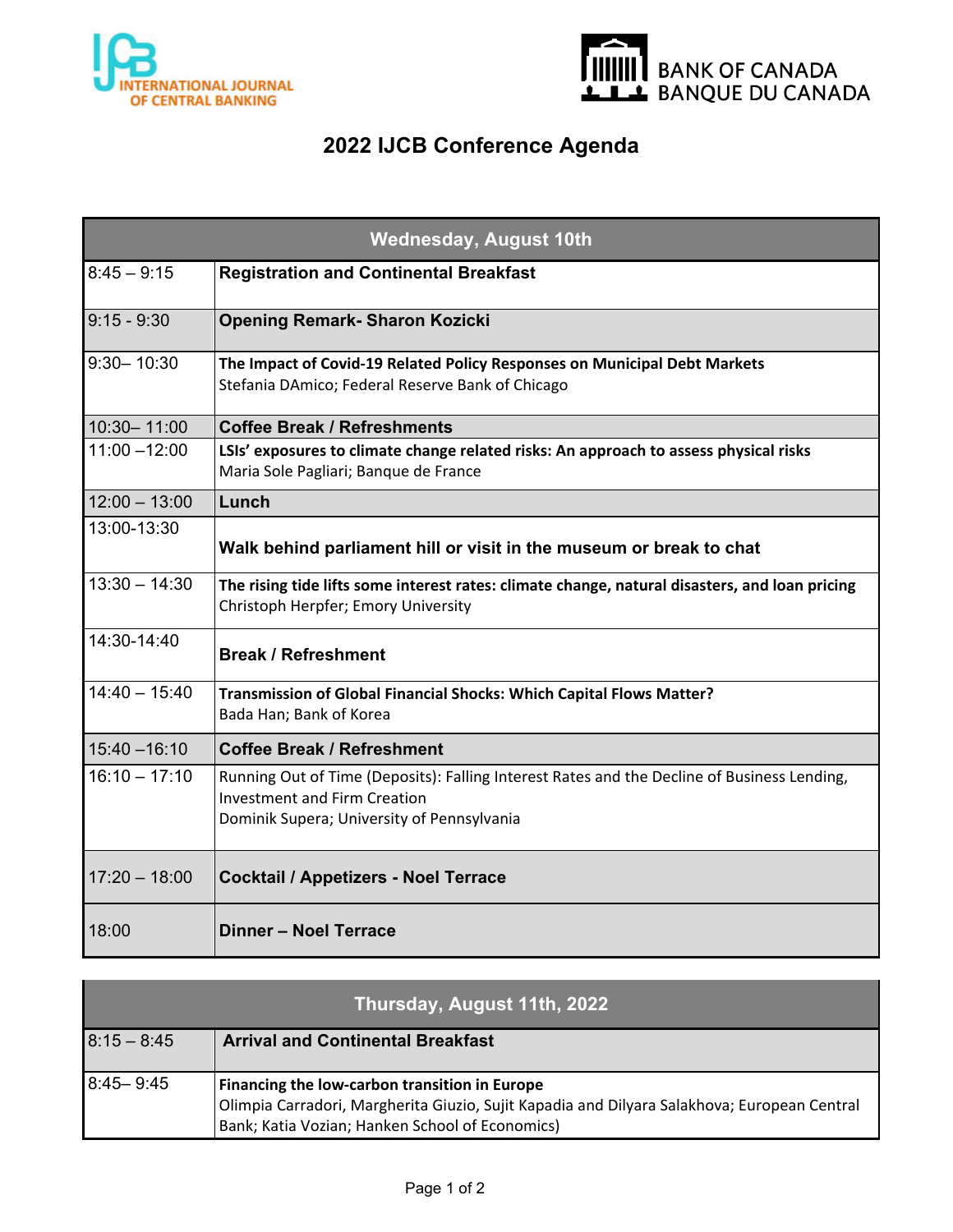INTERNATIONAL JOURNAL OF CENTRAL BANKING

BANK OF CANADA
BANQUE DU CANADA

# 2022 IJCB Conference Agenda

| Wednesday, August 10th | |
|---|---|
| 8:45 – 9:15 | **Registration and Continental Breakfast** |
| 9:15 - 9:30 | **Opening Remark- Sharon Kozicki** |
| 9:30– 10:30 | **The Impact of Covid-19 Related Policy Responses on Municipal Debt Markets**<br>Stefania DAmico; Federal Reserve Bank of Chicago |
| 10:30– 11:00 | **Coffee Break / Refreshments** |
| 11:00 –12:00 | **LSIs' exposures to climate change related risks: An approach to assess physical risks**<br>Maria Sole Pagliari; Banque de France |
| 12:00 – 13:00 | **Lunch** |
| 13:00-13:30 | **Walk behind parliament hill or visit in the museum or break to chat** |
| 13:30 – 14:30 | **The rising tide lifts some interest rates: climate change, natural disasters, and loan pricing**<br>Christoph Herpfer; Emory University |
| 14:30-14:40 | **Break / Refreshment** |
| 14:40 – 15:40 | **Transmission of Global Financial Shocks: Which Capital Flows Matter?**<br>Bada Han; Bank of Korea |
| 15:40 –16:10 | **Coffee Break / Refreshment** |
| 16:10 – 17:10 | Running Out of Time (Deposits): Falling Interest Rates and the Decline of Business Lending, Investment and Firm Creation<br>Dominik Supera; University of Pennsylvania |
| 17:20 – 18:00 | **Cocktail / Appetizers - Noel Terrace** |
| 18:00 | **Dinner – Noel Terrace** |

| Thursday, August 11th, 2022 | |
|---|---|
| 8:15 – 8:45 | **Arrival and Continental Breakfast** |
| 8:45– 9:45 | **Financing the low-carbon transition in Europe**<br>Olimpia Carradori, Margherita Giuzio, Sujit Kapadia and Dilyara Salakhova; European Central Bank; Katia Vozian; Hanken School of Economics) |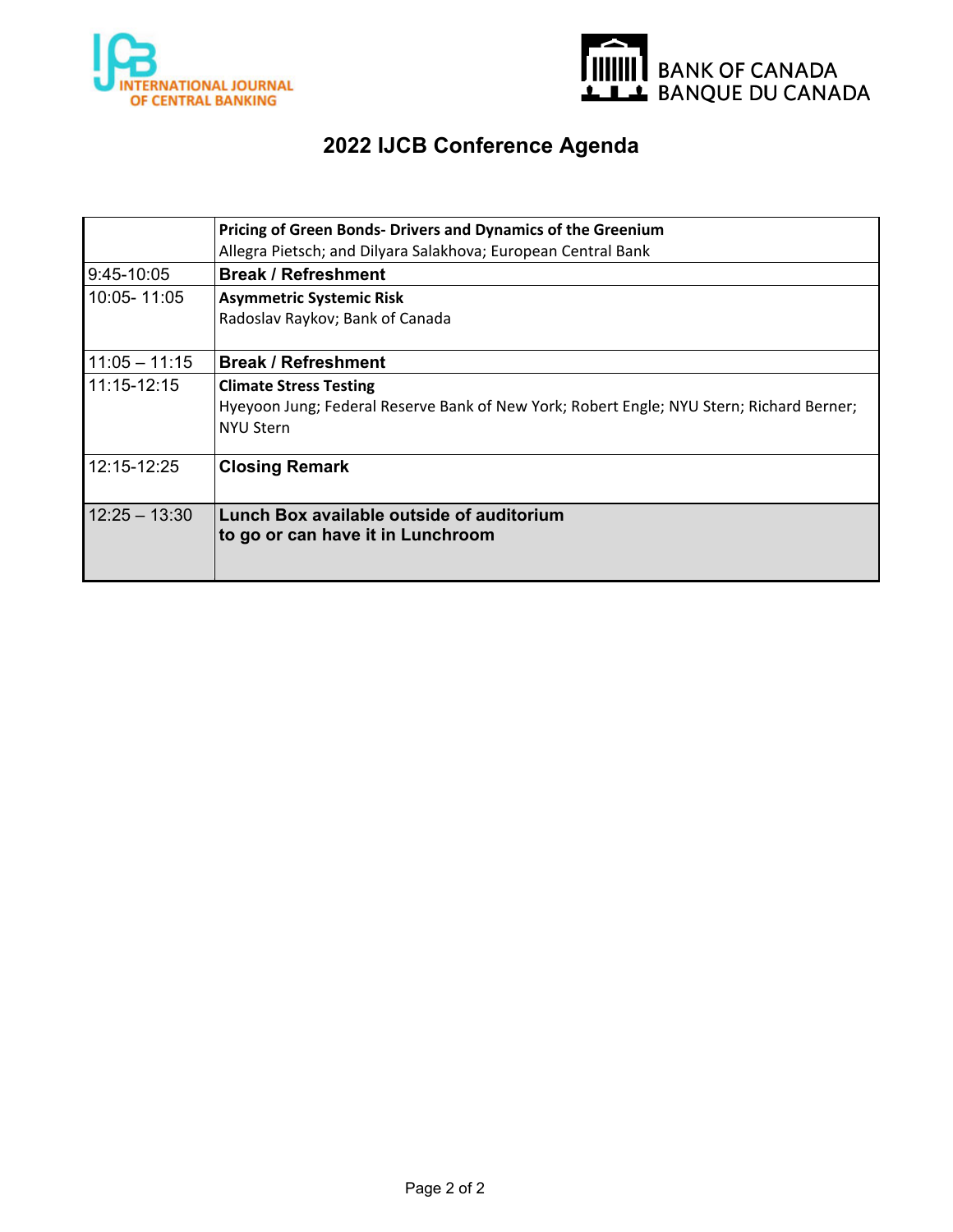# 2022 IJCB Conference Agenda

| | |
|---|---|
| | **Pricing of Green Bonds- Drivers and Dynamics of the Greenium**<br>Allegra Pietsch; and Dilyara Salakhova; European Central Bank |
| 9:45-10:05 | **Break / Refreshment** |
| 10:05- 11:05 | **Asymmetric Systemic Risk**<br>Radoslav Raykov; Bank of Canada |
| 11:05 – 11:15 | **Break / Refreshment** |
| 11:15-12:15 | **Climate Stress Testing**<br>Hyeyoon Jung; Federal Reserve Bank of New York; Robert Engle; NYU Stern; Richard Berner; NYU Stern |
| 12:15-12:25 | **Closing Remark** |
| 12:25 – 13:30 | **Lunch Box available outside of auditorium to go or can have it in Lunchroom** |